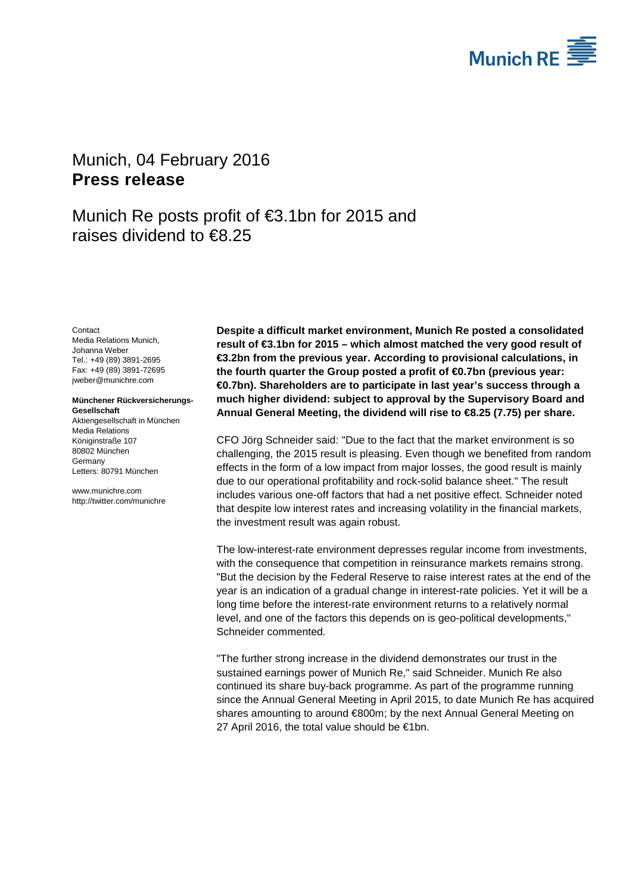Munich, 04 February 2016
**Press release**

# Munich Re posts profit of €3.1bn for 2015 and raises dividend to €8.25

Contact
Media Relations Munich,
Johanna Weber
Tel.: +49 (89) 3891-2695
Fax: +49 (89) 3891-72695
jweber@munichre.com

**Münchener Rückversicherungs-Gesellschaft**
Aktiengesellschaft in München
Media Relations
Königinstraße 107
80802 München
Germany
Letters: 80791 München

www.munichre.com
http://twitter.com/munichre

**Despite a difficult market environment, Munich Re posted a consolidated result of €3.1bn for 2015 – which almost matched the very good result of €3.2bn from the previous year. According to provisional calculations, in the fourth quarter the Group posted a profit of €0.7bn (previous year: €0.7bn). Shareholders are to participate in last year's success through a much higher dividend: subject to approval by the Supervisory Board and Annual General Meeting, the dividend will rise to €8.25 (7.75) per share.**

CFO Jörg Schneider said: "Due to the fact that the market environment is so challenging, the 2015 result is pleasing. Even though we benefited from random effects in the form of a low impact from major losses, the good result is mainly due to our operational profitability and rock-solid balance sheet." The result includes various one-off factors that had a net positive effect. Schneider noted that despite low interest rates and increasing volatility in the financial markets, the investment result was again robust.

The low-interest-rate environment depresses regular income from investments, with the consequence that competition in reinsurance markets remains strong. "But the decision by the Federal Reserve to raise interest rates at the end of the year is an indication of a gradual change in interest-rate policies. Yet it will be a long time before the interest-rate environment returns to a relatively normal level, and one of the factors this depends on is geo-political developments," Schneider commented.

"The further strong increase in the dividend demonstrates our trust in the sustained earnings power of Munich Re," said Schneider. Munich Re also continued its share buy-back programme. As part of the programme running since the Annual General Meeting in April 2015, to date Munich Re has acquired shares amounting to around €800m; by the next Annual General Meeting on 27 April 2016, the total value should be €1bn.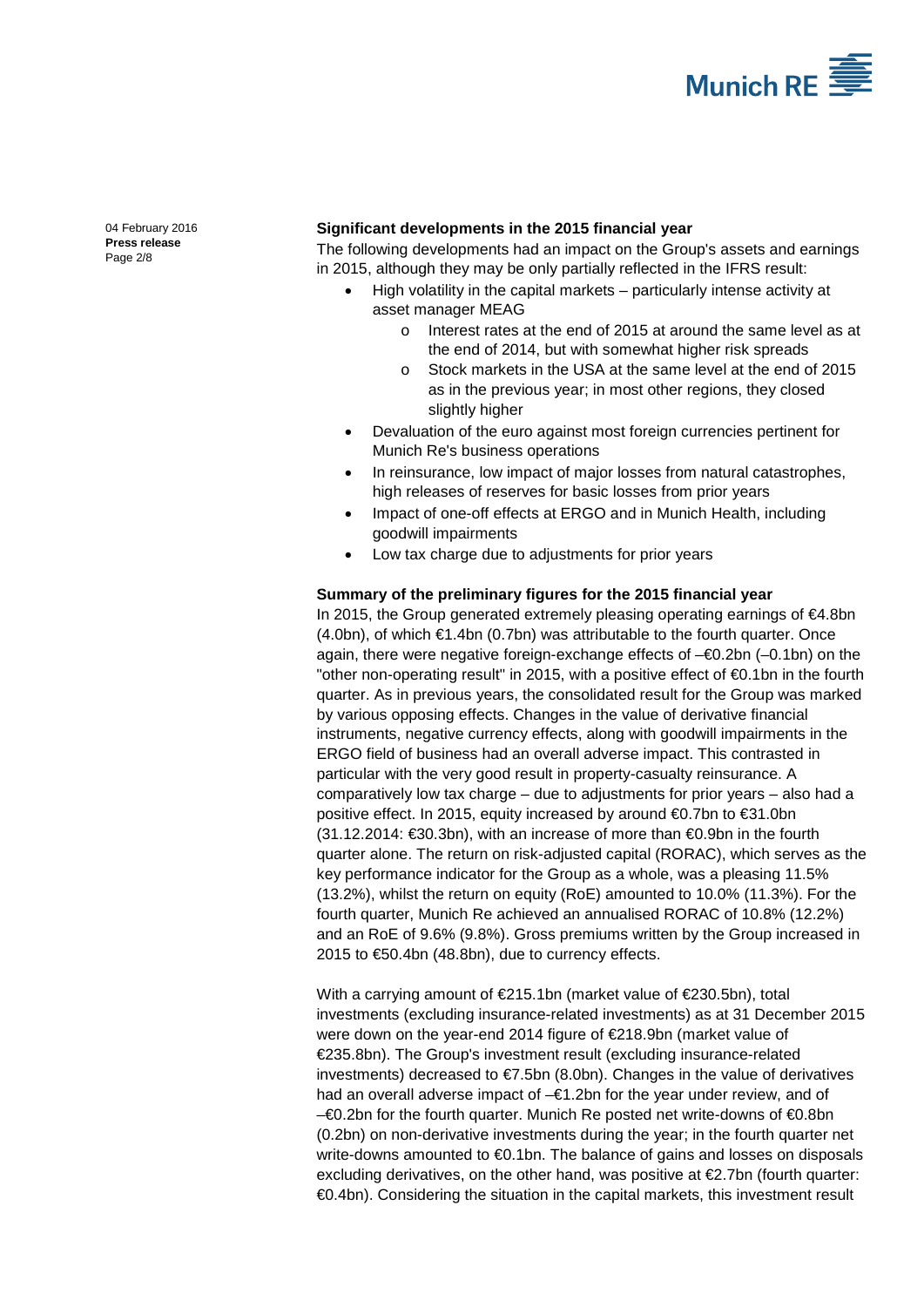**Significant developments in the 2015 financial year**

The following developments had an impact on the Group's assets and earnings in 2015, although they may be only partially reflected in the IFRS result:

- High volatility in the capital markets – particularly intense activity at asset manager MEAG
  - Interest rates at the end of 2015 at around the same level as at the end of 2014, but with somewhat higher risk spreads
  - Stock markets in the USA at the same level at the end of 2015 as in the previous year; in most other regions, they closed slightly higher
- Devaluation of the euro against most foreign currencies pertinent for Munich Re's business operations
- In reinsurance, low impact of major losses from natural catastrophes, high releases of reserves for basic losses from prior years
- Impact of one-off effects at ERGO and in Munich Health, including goodwill impairments
- Low tax charge due to adjustments for prior years

**Summary of the preliminary figures for the 2015 financial year**

In 2015, the Group generated extremely pleasing operating earnings of €4.8bn (4.0bn), of which €1.4bn (0.7bn) was attributable to the fourth quarter. Once again, there were negative foreign-exchange effects of –€0.2bn (–0.1bn) on the "other non-operating result" in 2015, with a positive effect of €0.1bn in the fourth quarter. As in previous years, the consolidated result for the Group was marked by various opposing effects. Changes in the value of derivative financial instruments, negative currency effects, along with goodwill impairments in the ERGO field of business had an overall adverse impact. This contrasted in particular with the very good result in property-casualty reinsurance. A comparatively low tax charge – due to adjustments for prior years – also had a positive effect. In 2015, equity increased by around €0.7bn to €31.0bn (31.12.2014: €30.3bn), with an increase of more than €0.9bn in the fourth quarter alone. The return on risk-adjusted capital (RORAC), which serves as the key performance indicator for the Group as a whole, was a pleasing 11.5% (13.2%), whilst the return on equity (RoE) amounted to 10.0% (11.3%). For the fourth quarter, Munich Re achieved an annualised RORAC of 10.8% (12.2%) and an RoE of 9.6% (9.8%). Gross premiums written by the Group increased in 2015 to €50.4bn (48.8bn), due to currency effects.

With a carrying amount of €215.1bn (market value of €230.5bn), total investments (excluding insurance-related investments) as at 31 December 2015 were down on the year-end 2014 figure of €218.9bn (market value of €235.8bn). The Group's investment result (excluding insurance-related investments) decreased to €7.5bn (8.0bn). Changes in the value of derivatives had an overall adverse impact of –€1.2bn for the year under review, and of –€0.2bn for the fourth quarter. Munich Re posted net write-downs of €0.8bn (0.2bn) on non-derivative investments during the year; in the fourth quarter net write-downs amounted to €0.1bn. The balance of gains and losses on disposals excluding derivatives, on the other hand, was positive at €2.7bn (fourth quarter: €0.4bn). Considering the situation in the capital markets, this investment result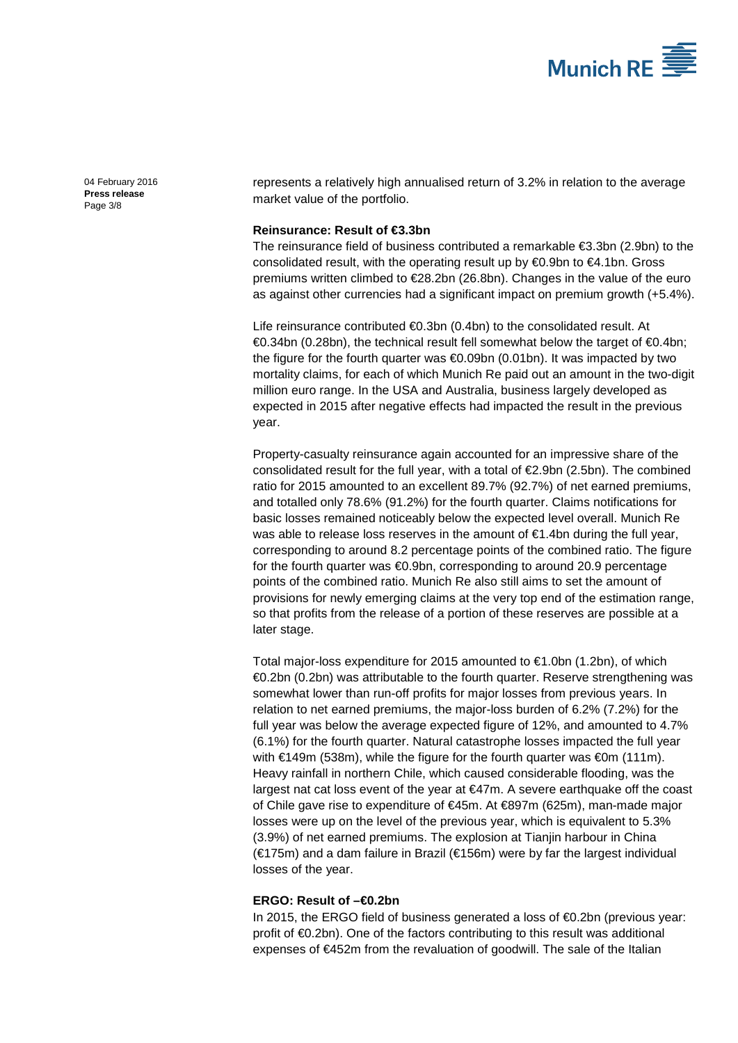represents a relatively high annualised return of 3.2% in relation to the average market value of the portfolio.

**Reinsurance: Result of €3.3bn**

The reinsurance field of business contributed a remarkable €3.3bn (2.9bn) to the consolidated result, with the operating result up by €0.9bn to €4.1bn. Gross premiums written climbed to €28.2bn (26.8bn). Changes in the value of the euro as against other currencies had a significant impact on premium growth (+5.4%).

Life reinsurance contributed €0.3bn (0.4bn) to the consolidated result. At €0.34bn (0.28bn), the technical result fell somewhat below the target of €0.4bn; the figure for the fourth quarter was €0.09bn (0.01bn). It was impacted by two mortality claims, for each of which Munich Re paid out an amount in the two-digit million euro range. In the USA and Australia, business largely developed as expected in 2015 after negative effects had impacted the result in the previous year.

Property-casualty reinsurance again accounted for an impressive share of the consolidated result for the full year, with a total of €2.9bn (2.5bn). The combined ratio for 2015 amounted to an excellent 89.7% (92.7%) of net earned premiums, and totalled only 78.6% (91.2%) for the fourth quarter. Claims notifications for basic losses remained noticeably below the expected level overall. Munich Re was able to release loss reserves in the amount of €1.4bn during the full year, corresponding to around 8.2 percentage points of the combined ratio. The figure for the fourth quarter was €0.9bn, corresponding to around 20.9 percentage points of the combined ratio. Munich Re also still aims to set the amount of provisions for newly emerging claims at the very top end of the estimation range, so that profits from the release of a portion of these reserves are possible at a later stage.

Total major-loss expenditure for 2015 amounted to €1.0bn (1.2bn), of which €0.2bn (0.2bn) was attributable to the fourth quarter. Reserve strengthening was somewhat lower than run-off profits for major losses from previous years. In relation to net earned premiums, the major-loss burden of 6.2% (7.2%) for the full year was below the average expected figure of 12%, and amounted to 4.7% (6.1%) for the fourth quarter. Natural catastrophe losses impacted the full year with €149m (538m), while the figure for the fourth quarter was €0m (111m). Heavy rainfall in northern Chile, which caused considerable flooding, was the largest nat cat loss event of the year at €47m. A severe earthquake off the coast of Chile gave rise to expenditure of €45m. At €897m (625m), man-made major losses were up on the level of the previous year, which is equivalent to 5.3% (3.9%) of net earned premiums. The explosion at Tianjin harbour in China (€175m) and a dam failure in Brazil (€156m) were by far the largest individual losses of the year.

**ERGO: Result of –€0.2bn**

In 2015, the ERGO field of business generated a loss of €0.2bn (previous year: profit of €0.2bn). One of the factors contributing to this result was additional expenses of €452m from the revaluation of goodwill. The sale of the Italian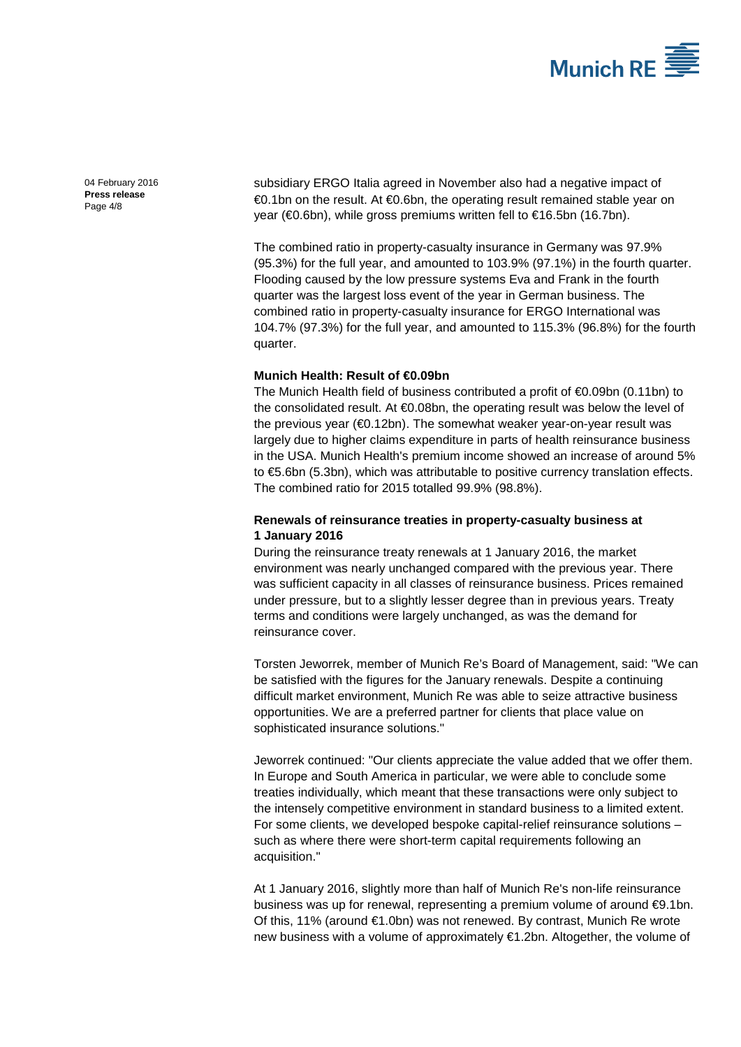subsidiary ERGO Italia agreed in November also had a negative impact of €0.1bn on the result. At €0.6bn, the operating result remained stable year on year (€0.6bn), while gross premiums written fell to €16.5bn (16.7bn).

The combined ratio in property-casualty insurance in Germany was 97.9% (95.3%) for the full year, and amounted to 103.9% (97.1%) in the fourth quarter. Flooding caused by the low pressure systems Eva and Frank in the fourth quarter was the largest loss event of the year in German business. The combined ratio in property-casualty insurance for ERGO International was 104.7% (97.3%) for the full year, and amounted to 115.3% (96.8%) for the fourth quarter.

**Munich Health: Result of €0.09bn**

The Munich Health field of business contributed a profit of €0.09bn (0.11bn) to the consolidated result. At €0.08bn, the operating result was below the level of the previous year (€0.12bn). The somewhat weaker year-on-year result was largely due to higher claims expenditure in parts of health reinsurance business in the USA. Munich Health's premium income showed an increase of around 5% to €5.6bn (5.3bn), which was attributable to positive currency translation effects. The combined ratio for 2015 totalled 99.9% (98.8%).

**Renewals of reinsurance treaties in property-casualty business at 1 January 2016**

During the reinsurance treaty renewals at 1 January 2016, the market environment was nearly unchanged compared with the previous year. There was sufficient capacity in all classes of reinsurance business. Prices remained under pressure, but to a slightly lesser degree than in previous years. Treaty terms and conditions were largely unchanged, as was the demand for reinsurance cover.

Torsten Jeworrek, member of Munich Re's Board of Management, said: "We can be satisfied with the figures for the January renewals. Despite a continuing difficult market environment, Munich Re was able to seize attractive business opportunities. We are a preferred partner for clients that place value on sophisticated insurance solutions."

Jeworrek continued: "Our clients appreciate the value added that we offer them. In Europe and South America in particular, we were able to conclude some treaties individually, which meant that these transactions were only subject to the intensely competitive environment in standard business to a limited extent. For some clients, we developed bespoke capital-relief reinsurance solutions – such as where there were short-term capital requirements following an acquisition."

At 1 January 2016, slightly more than half of Munich Re's non-life reinsurance business was up for renewal, representing a premium volume of around €9.1bn. Of this, 11% (around €1.0bn) was not renewed. By contrast, Munich Re wrote new business with a volume of approximately €1.2bn. Altogether, the volume of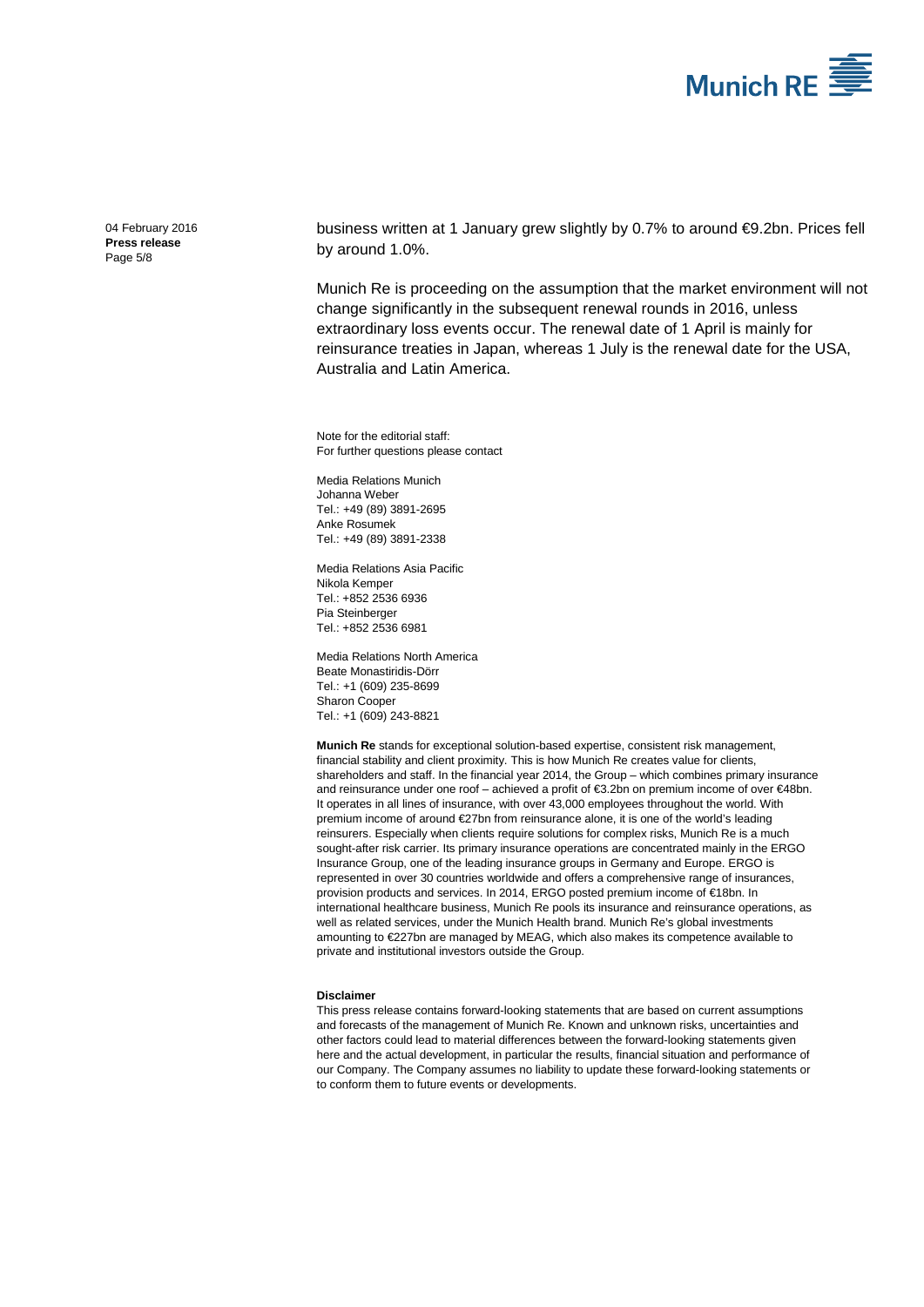business written at 1 January grew slightly by 0.7% to around €9.2bn. Prices fell by around 1.0%.

Munich Re is proceeding on the assumption that the market environment will not change significantly in the subsequent renewal rounds in 2016, unless extraordinary loss events occur. The renewal date of 1 April is mainly for reinsurance treaties in Japan, whereas 1 July is the renewal date for the USA, Australia and Latin America.

Note for the editorial staff:
For further questions please contact

Media Relations Munich
Johanna Weber
Tel.: +49 (89) 3891-2695
Anke Rosumek
Tel.: +49 (89) 3891-2338

Media Relations Asia Pacific
Nikola Kemper
Tel.: +852 2536 6936
Pia Steinberger
Tel.: +852 2536 6981

Media Relations North America
Beate Monastiridis-Dörr
Tel.: +1 (609) 235-8699
Sharon Cooper
Tel.: +1 (609) 243-8821

**Munich Re** stands for exceptional solution-based expertise, consistent risk management, financial stability and client proximity. This is how Munich Re creates value for clients, shareholders and staff. In the financial year 2014, the Group – which combines primary insurance and reinsurance under one roof – achieved a profit of €3.2bn on premium income of over €48bn. It operates in all lines of insurance, with over 43,000 employees throughout the world. With premium income of around €27bn from reinsurance alone, it is one of the world's leading reinsurers. Especially when clients require solutions for complex risks, Munich Re is a much sought-after risk carrier. Its primary insurance operations are concentrated mainly in the ERGO Insurance Group, one of the leading insurance groups in Germany and Europe. ERGO is represented in over 30 countries worldwide and offers a comprehensive range of insurances, provision products and services. In 2014, ERGO posted premium income of €18bn. In international healthcare business, Munich Re pools its insurance and reinsurance operations, as well as related services, under the Munich Health brand. Munich Re's global investments amounting to €227bn are managed by MEAG, which also makes its competence available to private and institutional investors outside the Group.

**Disclaimer**

This press release contains forward-looking statements that are based on current assumptions and forecasts of the management of Munich Re. Known and unknown risks, uncertainties and other factors could lead to material differences between the forward-looking statements given here and the actual development, in particular the results, financial situation and performance of our Company. The Company assumes no liability to update these forward-looking statements or to conform them to future events or developments.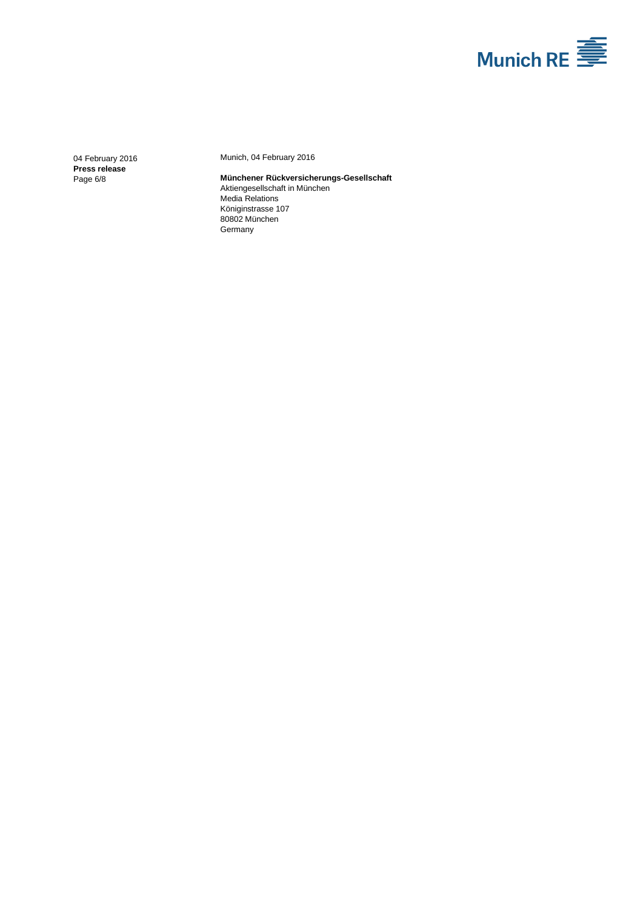Munich, 04 February 2016

**Münchener Rückversicherungs-Gesellschaft**
Aktiengesellschaft in München
Media Relations
Königinstrasse 107
80802 München
Germany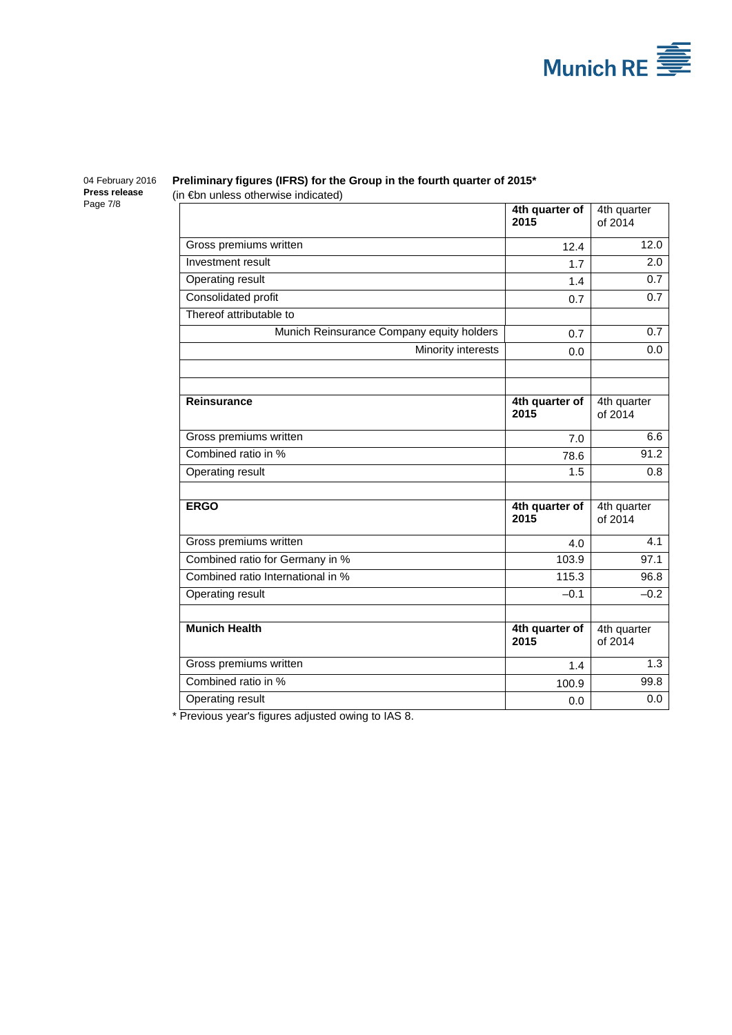**Preliminary figures (IFRS) for the Group in the fourth quarter of 2015***

(in €bn unless otherwise indicated)

| | **4th quarter of 2015** | 4th quarter of 2014 |
|---|---|---|
| Gross premiums written | 12.4 | 12.0 |
| Investment result | 1.7 | 2.0 |
| Operating result | 1.4 | 0.7 |
| Consolidated profit | 0.7 | 0.7 |
| Thereof attributable to | | |
| Munich Reinsurance Company equity holders | 0.7 | 0.7 |
| Minority interests | 0.0 | 0.0 |

| **Reinsurance** | **4th quarter of 2015** | 4th quarter of 2014 |
|---|---|---|
| Gross premiums written | 7.0 | 6.6 |
| Combined ratio in % | 78.6 | 91.2 |
| Operating result | 1.5 | 0.8 |

| **ERGO** | **4th quarter of 2015** | 4th quarter of 2014 |
|---|---|---|
| Gross premiums written | 4.0 | 4.1 |
| Combined ratio for Germany in % | 103.9 | 97.1 |
| Combined ratio International in % | 115.3 | 96.8 |
| Operating result | –0.1 | –0.2 |

| **Munich Health** | **4th quarter of 2015** | 4th quarter of 2014 |
|---|---|---|
| Gross premiums written | 1.4 | 1.3 |
| Combined ratio in % | 100.9 | 99.8 |
| Operating result | 0.0 | 0.0 |

* Previous year's figures adjusted owing to IAS 8.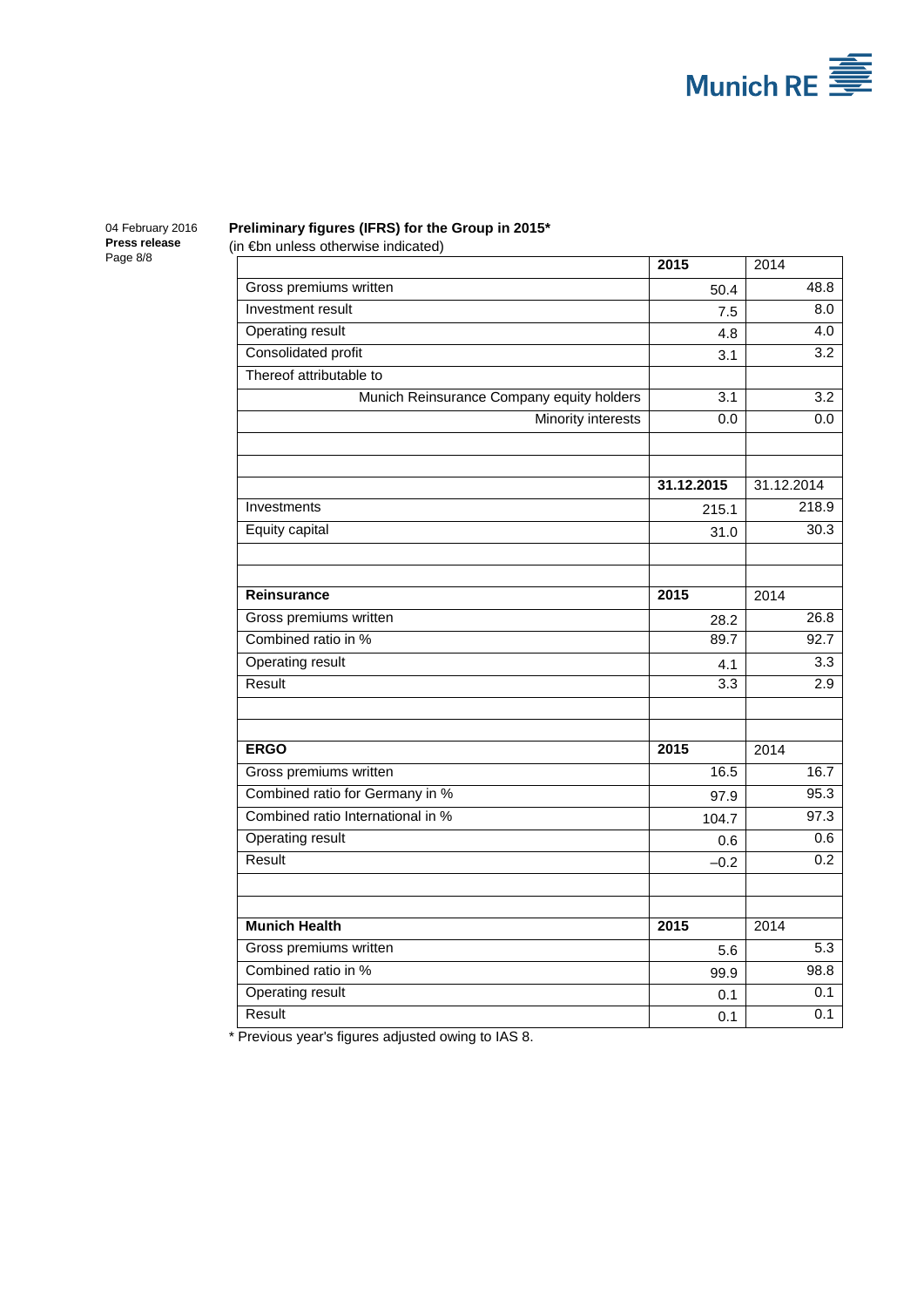**Preliminary figures (IFRS) for the Group in 2015***

(in €bn unless otherwise indicated)

| | 2015 | 2014 |
|---|---|---|
| Gross premiums written | 50.4 | 48.8 |
| Investment result | 7.5 | 8.0 |
| Operating result | 4.8 | 4.0 |
| Consolidated profit | 3.1 | 3.2 |
| Thereof attributable to | | |
| Munich Reinsurance Company equity holders | 3.1 | 3.2 |
| Minority interests | 0.0 | 0.0 |
| | | |
| | | |
| | **31.12.2015** | 31.12.2014 |
| Investments | 215.1 | 218.9 |
| Equity capital | 31.0 | 30.3 |
| | | |
| | | |
| **Reinsurance** | **2015** | 2014 |
| Gross premiums written | 28.2 | 26.8 |
| Combined ratio in % | 89.7 | 92.7 |
| Operating result | 4.1 | 3.3 |
| Result | 3.3 | 2.9 |
| | | |
| | | |
| **ERGO** | **2015** | 2014 |
| Gross premiums written | 16.5 | 16.7 |
| Combined ratio for Germany in % | 97.9 | 95.3 |
| Combined ratio International in % | 104.7 | 97.3 |
| Operating result | 0.6 | 0.6 |
| Result | –0.2 | 0.2 |
| | | |
| | | |
| **Munich Health** | **2015** | 2014 |
| Gross premiums written | 5.6 | 5.3 |
| Combined ratio in % | 99.9 | 98.8 |
| Operating result | 0.1 | 0.1 |
| Result | 0.1 | 0.1 |

* Previous year's figures adjusted owing to IAS 8.